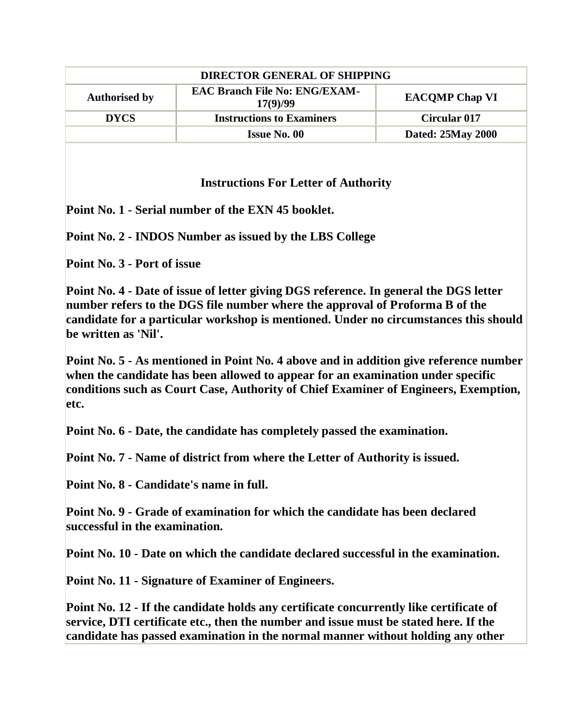| DIRECTOR GENERAL OF SHIPPING | | |
|---|---|---|
| **Authorised by** | **EAC Branch File No: ENG/EXAM-17(9)/99** | **EACQMP Chap VI** |
| **DYCS** | **Instructions to Examiners** | **Circular 017** |
| | **Issue No. 00** | **Dated: 25May 2000** |

## Instructions For Letter of Authority

**Point No. 1 - Serial number of the EXN 45 booklet.**

**Point No. 2 - INDOS Number as issued by the LBS College**

**Point No. 3 - Port of issue**

**Point No. 4 - Date of issue of letter giving DGS reference. In general the DGS letter number refers to the DGS file number where the approval of Proforma B of the candidate for a particular workshop is mentioned. Under no circumstances this should be written as 'Nil'.**

**Point No. 5 - As mentioned in Point No. 4 above and in addition give reference number when the candidate has been allowed to appear for an examination under specific conditions such as Court Case, Authority of Chief Examiner of Engineers, Exemption, etc.**

**Point No. 6 - Date, the candidate has completely passed the examination.**

**Point No. 7 - Name of district from where the Letter of Authority is issued.**

**Point No. 8 - Candidate's name in full.**

**Point No. 9 - Grade of examination for which the candidate has been declared successful in the examination.**

**Point No. 10 - Date on which the candidate declared successful in the examination.**

**Point No. 11 - Signature of Examiner of Engineers.**

**Point No. 12 - If the candidate holds any certificate concurrently like certificate of service, DTI certificate etc., then the number and issue must be stated here. If the candidate has passed examination in the normal manner without holding any other**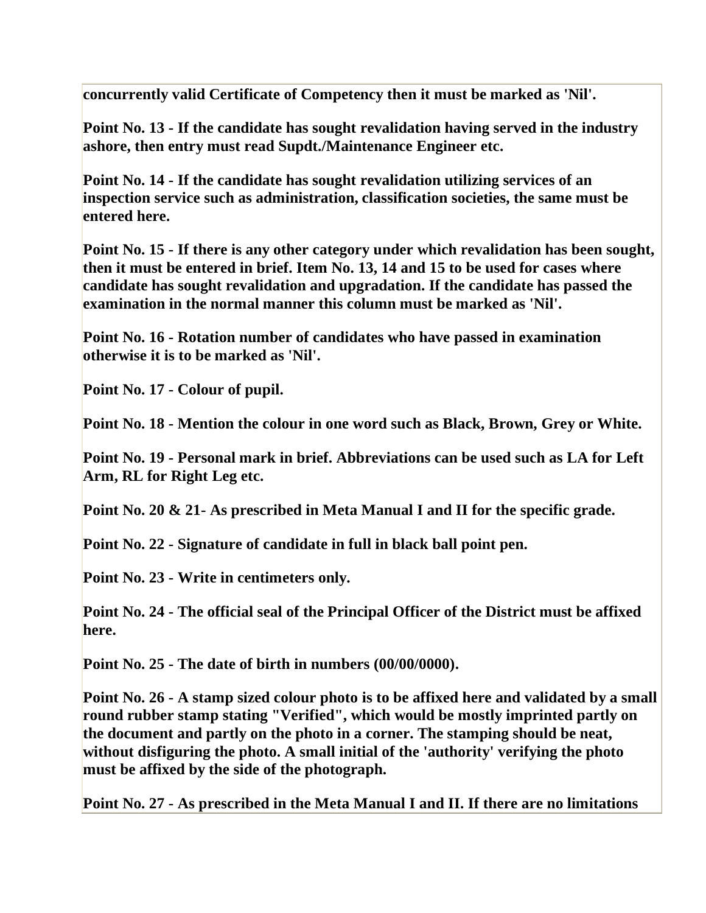**concurrently valid Certificate of Competency then it must be marked as 'Nil'.**

**Point No. 13 - If the candidate has sought revalidation having served in the industry ashore, then entry must read Supdt./Maintenance Engineer etc.**

**Point No. 14 - If the candidate has sought revalidation utilizing services of an inspection service such as administration, classification societies, the same must be entered here.**

**Point No. 15 - If there is any other category under which revalidation has been sought, then it must be entered in brief. Item No. 13, 14 and 15 to be used for cases where candidate has sought revalidation and upgradation. If the candidate has passed the examination in the normal manner this column must be marked as 'Nil'.**

**Point No. 16 - Rotation number of candidates who have passed in examination otherwise it is to be marked as 'Nil'.**

**Point No. 17 - Colour of pupil.**

**Point No. 18 - Mention the colour in one word such as Black, Brown, Grey or White.**

**Point No. 19 - Personal mark in brief. Abbreviations can be used such as LA for Left Arm, RL for Right Leg etc.**

**Point No. 20 & 21- As prescribed in Meta Manual I and II for the specific grade.**

**Point No. 22 - Signature of candidate in full in black ball point pen.**

**Point No. 23 - Write in centimeters only.**

**Point No. 24 - The official seal of the Principal Officer of the District must be affixed here.**

**Point No. 25 - The date of birth in numbers (00/00/0000).**

**Point No. 26 - A stamp sized colour photo is to be affixed here and validated by a small round rubber stamp stating "Verified", which would be mostly imprinted partly on the document and partly on the photo in a corner. The stamping should be neat, without disfiguring the photo. A small initial of the 'authority' verifying the photo must be affixed by the side of the photograph.**

**Point No. 27 - As prescribed in the Meta Manual I and II. If there are no limitations**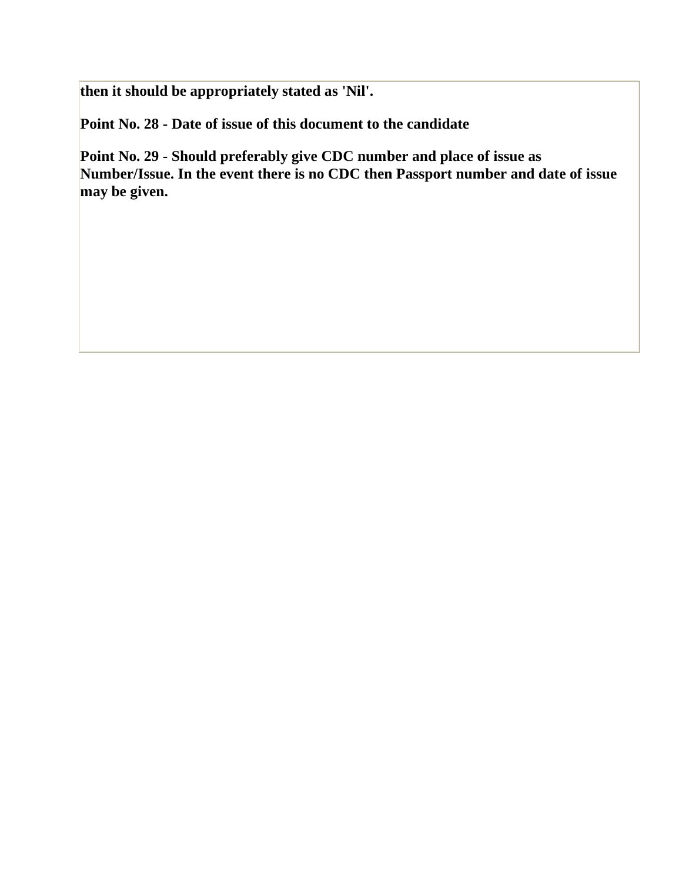**then it should be appropriately stated as 'Nil'.**

**Point No. 28 - Date of issue of this document to the candidate**

**Point No. 29 - Should preferably give CDC number and place of issue as Number/Issue. In the event there is no CDC then Passport number and date of issue may be given.**